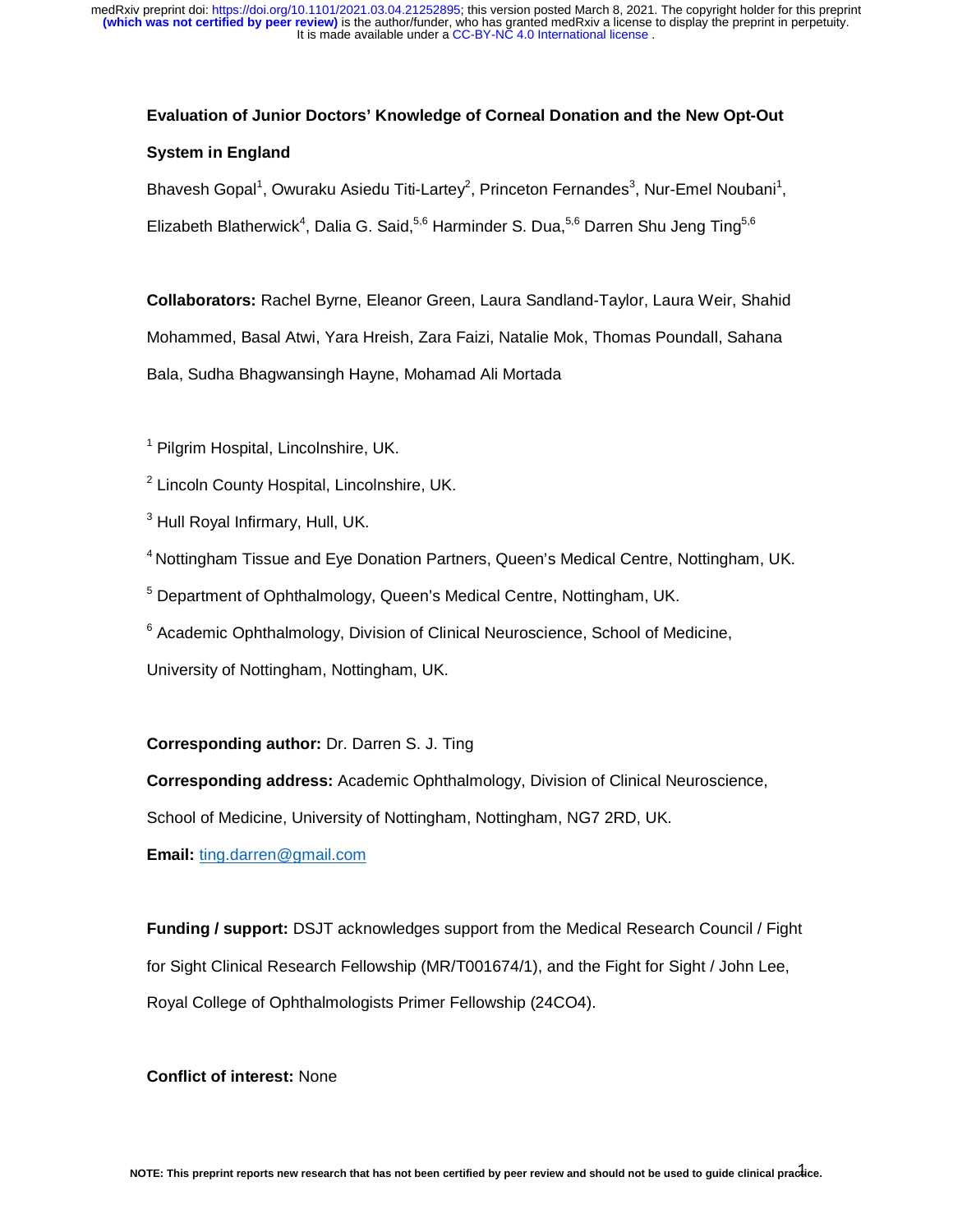**Evaluation of Junior Doctors' Knowledge of Corneal Donation and the New Opt-Out System in England**

Bhavesh Gopal[1], Owuraku Asiedu Titi-Lartey[2], Princeton Fernandes[3], Nur-Emel Noubani[1], Elizabeth Blatherwick[4], Dalia G. Said,[5,6] Harminder S. Dua,[5,6] Darren Shu Jeng Ting[5,6]

**Collaborators:** Rachel Byrne, Eleanor Green, Laura Sandland-Taylor, Laura Weir, Shahid Mohammed, Basal Atwi, Yara Hreish, Zara Faizi, Natalie Mok, Thomas Poundall, Sahana Bala, Sudha Bhagwansingh Hayne, Mohamad Ali Mortada

[1] Pilgrim Hospital, Lincolnshire, UK.

[2] Lincoln County Hospital, Lincolnshire, UK.

[3] Hull Royal Infirmary, Hull, UK.

[4] Nottingham Tissue and Eye Donation Partners, Queen's Medical Centre, Nottingham, UK.

[5] Department of Ophthalmology, Queen's Medical Centre, Nottingham, UK.

[6] Academic Ophthalmology, Division of Clinical Neuroscience, School of Medicine, University of Nottingham, Nottingham, UK.

**Corresponding author:** Dr. Darren S. J. Ting

**Corresponding address:** Academic Ophthalmology, Division of Clinical Neuroscience, School of Medicine, University of Nottingham, Nottingham, NG7 2RD, UK.

**Email:** ting.darren@gmail.com

**Funding / support:** DSJT acknowledges support from the Medical Research Council / Fight for Sight Clinical Research Fellowship (MR/T001674/1), and the Fight for Sight / John Lee, Royal College of Ophthalmologists Primer Fellowship (24CO4).

**Conflict of interest:** None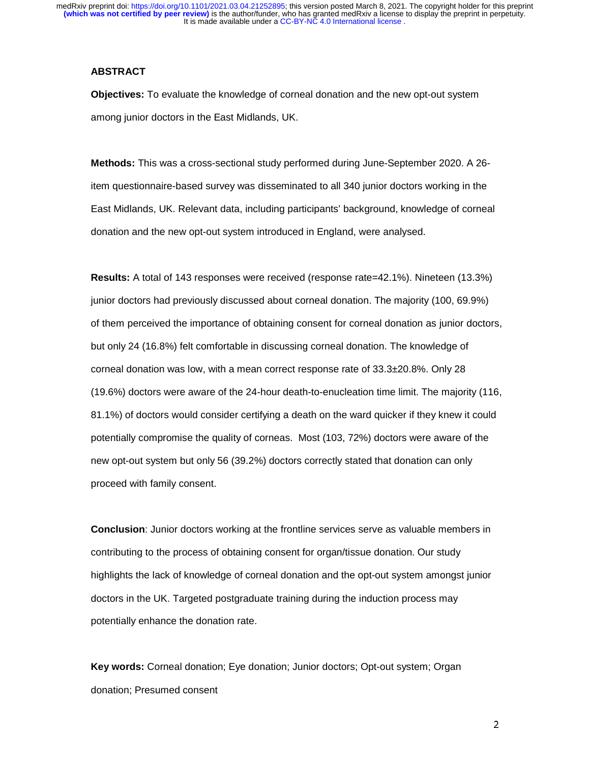## ABSTRACT

**Objectives:** To evaluate the knowledge of corneal donation and the new opt-out system among junior doctors in the East Midlands, UK.

**Methods:** This was a cross-sectional study performed during June-September 2020. A 26-item questionnaire-based survey was disseminated to all 340 junior doctors working in the East Midlands, UK. Relevant data, including participants' background, knowledge of corneal donation and the new opt-out system introduced in England, were analysed.

**Results:** A total of 143 responses were received (response rate=42.1%). Nineteen (13.3%) junior doctors had previously discussed about corneal donation. The majority (100, 69.9%) of them perceived the importance of obtaining consent for corneal donation as junior doctors, but only 24 (16.8%) felt comfortable in discussing corneal donation. The knowledge of corneal donation was low, with a mean correct response rate of 33.3±20.8%. Only 28 (19.6%) doctors were aware of the 24-hour death-to-enucleation time limit. The majority (116, 81.1%) of doctors would consider certifying a death on the ward quicker if they knew it could potentially compromise the quality of corneas. Most (103, 72%) doctors were aware of the new opt-out system but only 56 (39.2%) doctors correctly stated that donation can only proceed with family consent.

**Conclusion**: Junior doctors working at the frontline services serve as valuable members in contributing to the process of obtaining consent for organ/tissue donation. Our study highlights the lack of knowledge of corneal donation and the opt-out system amongst junior doctors in the UK. Targeted postgraduate training during the induction process may potentially enhance the donation rate.

**Key words:** Corneal donation; Eye donation; Junior doctors; Opt-out system; Organ donation; Presumed consent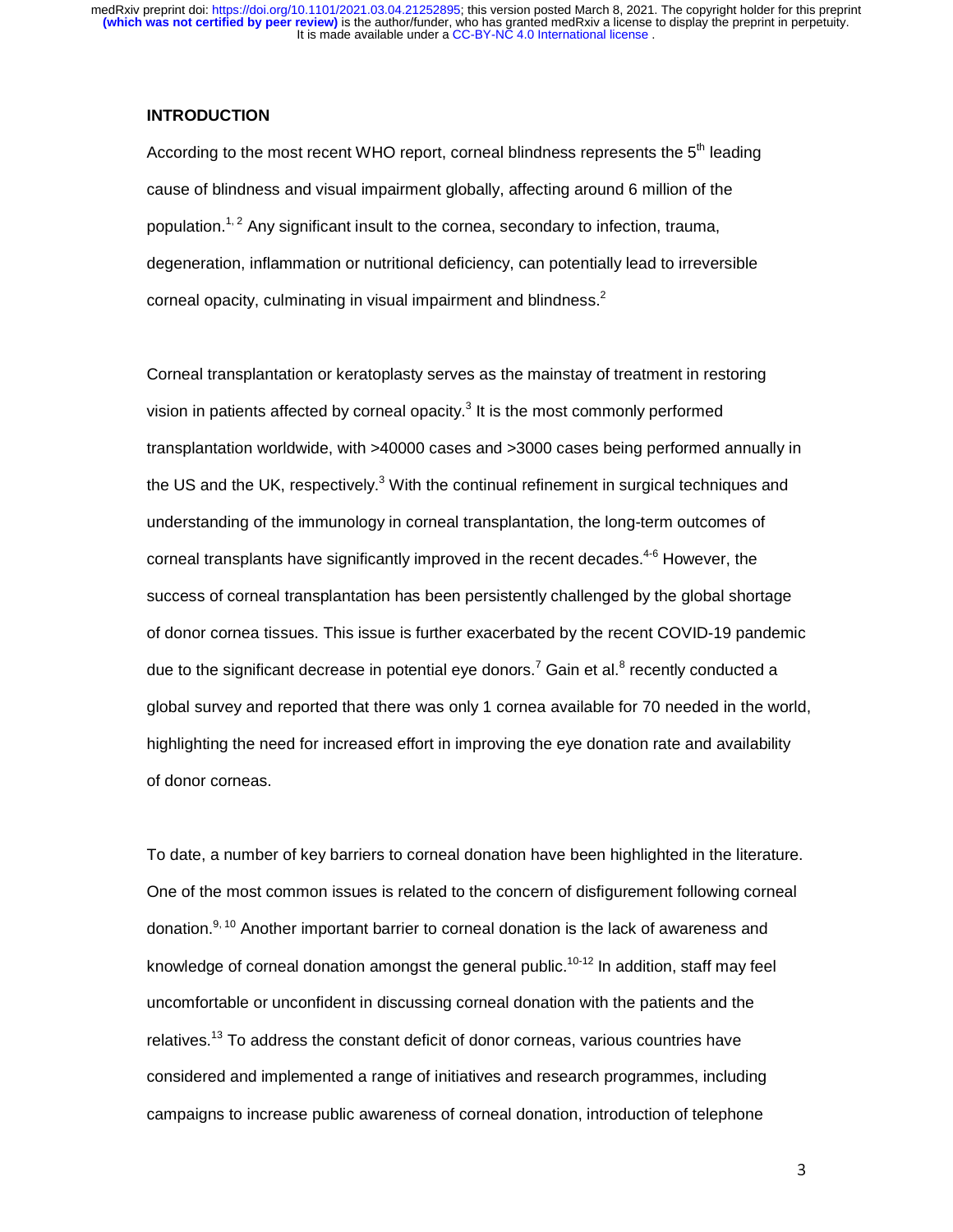## INTRODUCTION

According to the most recent WHO report, corneal blindness represents the 5th leading cause of blindness and visual impairment globally, affecting around 6 million of the population.[1, 2] Any significant insult to the cornea, secondary to infection, trauma, degeneration, inflammation or nutritional deficiency, can potentially lead to irreversible corneal opacity, culminating in visual impairment and blindness.[2]

Corneal transplantation or keratoplasty serves as the mainstay of treatment in restoring vision in patients affected by corneal opacity.[3] It is the most commonly performed transplantation worldwide, with >40000 cases and >3000 cases being performed annually in the US and the UK, respectively.[3] With the continual refinement in surgical techniques and understanding of the immunology in corneal transplantation, the long-term outcomes of corneal transplants have significantly improved in the recent decades.[4-6] However, the success of corneal transplantation has been persistently challenged by the global shortage of donor cornea tissues. This issue is further exacerbated by the recent COVID-19 pandemic due to the significant decrease in potential eye donors.[7] Gain et al.[8] recently conducted a global survey and reported that there was only 1 cornea available for 70 needed in the world, highlighting the need for increased effort in improving the eye donation rate and availability of donor corneas.

To date, a number of key barriers to corneal donation have been highlighted in the literature. One of the most common issues is related to the concern of disfigurement following corneal donation.[9, 10] Another important barrier to corneal donation is the lack of awareness and knowledge of corneal donation amongst the general public.[10-12] In addition, staff may feel uncomfortable or unconfident in discussing corneal donation with the patients and the relatives.[13] To address the constant deficit of donor corneas, various countries have considered and implemented a range of initiatives and research programmes, including campaigns to increase public awareness of corneal donation, introduction of telephone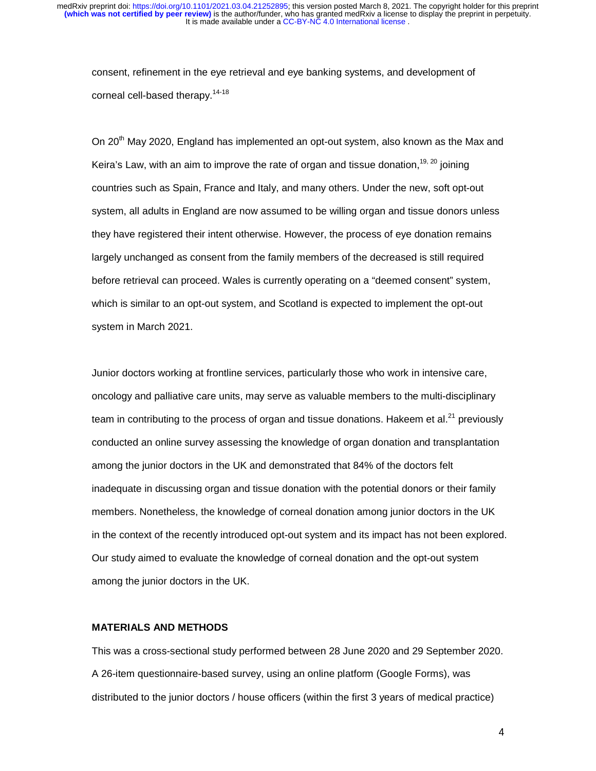consent, refinement in the eye retrieval and eye banking systems, and development of corneal cell-based therapy.[14-18]

On 20th May 2020, England has implemented an opt-out system, also known as the Max and Keira's Law, with an aim to improve the rate of organ and tissue donation,[19, 20] joining countries such as Spain, France and Italy, and many others. Under the new, soft opt-out system, all adults in England are now assumed to be willing organ and tissue donors unless they have registered their intent otherwise. However, the process of eye donation remains largely unchanged as consent from the family members of the decreased is still required before retrieval can proceed. Wales is currently operating on a "deemed consent" system, which is similar to an opt-out system, and Scotland is expected to implement the opt-out system in March 2021.

Junior doctors working at frontline services, particularly those who work in intensive care, oncology and palliative care units, may serve as valuable members to the multi-disciplinary team in contributing to the process of organ and tissue donations. Hakeem et al.[21] previously conducted an online survey assessing the knowledge of organ donation and transplantation among the junior doctors in the UK and demonstrated that 84% of the doctors felt inadequate in discussing organ and tissue donation with the potential donors or their family members. Nonetheless, the knowledge of corneal donation among junior doctors in the UK in the context of the recently introduced opt-out system and its impact has not been explored. Our study aimed to evaluate the knowledge of corneal donation and the opt-out system among the junior doctors in the UK.

## MATERIALS AND METHODS

This was a cross-sectional study performed between 28 June 2020 and 29 September 2020. A 26-item questionnaire-based survey, using an online platform (Google Forms), was distributed to the junior doctors / house officers (within the first 3 years of medical practice)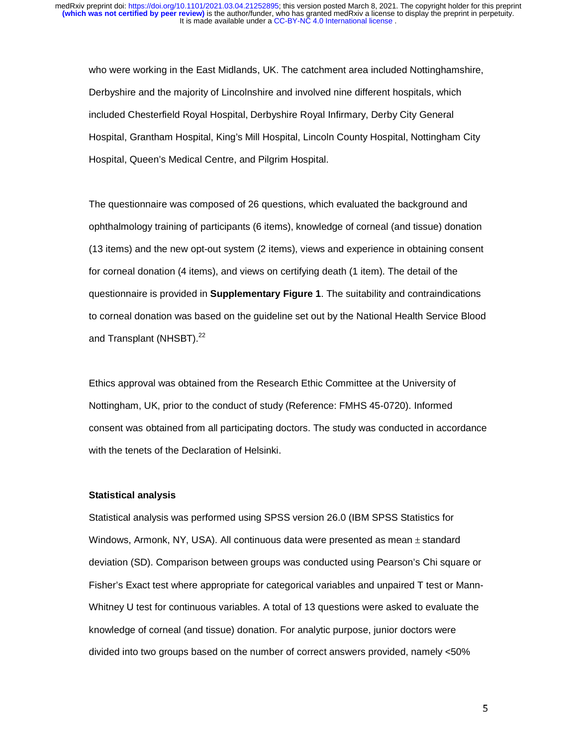who were working in the East Midlands, UK. The catchment area included Nottinghamshire, Derbyshire and the majority of Lincolnshire and involved nine different hospitals, which included Chesterfield Royal Hospital, Derbyshire Royal Infirmary, Derby City General Hospital, Grantham Hospital, King's Mill Hospital, Lincoln County Hospital, Nottingham City Hospital, Queen's Medical Centre, and Pilgrim Hospital.

The questionnaire was composed of 26 questions, which evaluated the background and ophthalmology training of participants (6 items), knowledge of corneal (and tissue) donation (13 items) and the new opt-out system (2 items), views and experience in obtaining consent for corneal donation (4 items), and views on certifying death (1 item). The detail of the questionnaire is provided in **Supplementary Figure 1**. The suitability and contraindications to corneal donation was based on the guideline set out by the National Health Service Blood and Transplant (NHSBT).[22]

Ethics approval was obtained from the Research Ethic Committee at the University of Nottingham, UK, prior to the conduct of study (Reference: FMHS 45-0720). Informed consent was obtained from all participating doctors. The study was conducted in accordance with the tenets of the Declaration of Helsinki.

**Statistical analysis**

Statistical analysis was performed using SPSS version 26.0 (IBM SPSS Statistics for Windows, Armonk, NY, USA). All continuous data were presented as mean ± standard deviation (SD). Comparison between groups was conducted using Pearson's Chi square or Fisher's Exact test where appropriate for categorical variables and unpaired T test or Mann-Whitney U test for continuous variables. A total of 13 questions were asked to evaluate the knowledge of corneal (and tissue) donation. For analytic purpose, junior doctors were divided into two groups based on the number of correct answers provided, namely <50%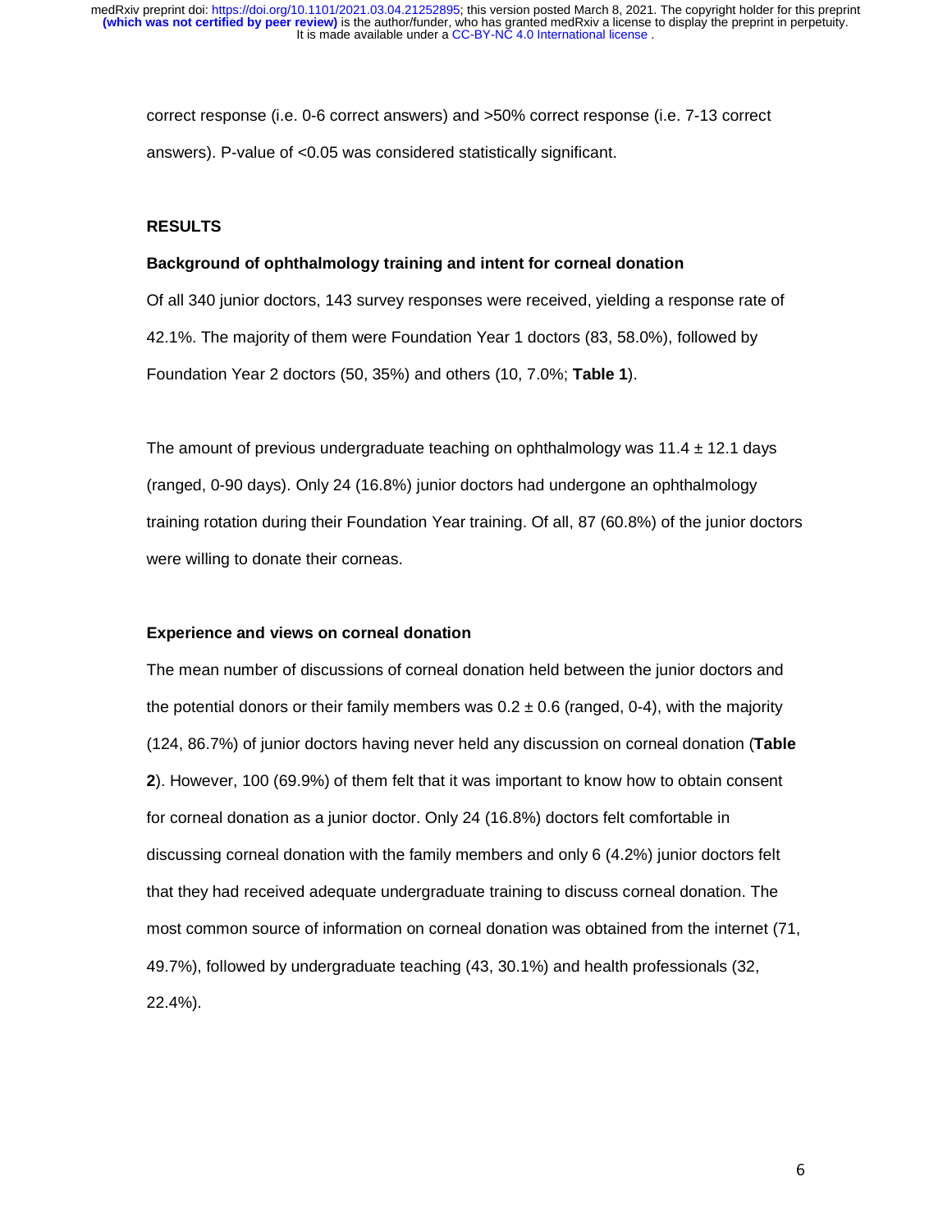correct response (i.e. 0-6 correct answers) and >50% correct response (i.e. 7-13 correct answers). P-value of <0.05 was considered statistically significant.

## RESULTS

### Background of ophthalmology training and intent for corneal donation

Of all 340 junior doctors, 143 survey responses were received, yielding a response rate of 42.1%. The majority of them were Foundation Year 1 doctors (83, 58.0%), followed by Foundation Year 2 doctors (50, 35%) and others (10, 7.0%; **Table 1**).

The amount of previous undergraduate teaching on ophthalmology was 11.4 ± 12.1 days (ranged, 0-90 days). Only 24 (16.8%) junior doctors had undergone an ophthalmology training rotation during their Foundation Year training. Of all, 87 (60.8%) of the junior doctors were willing to donate their corneas.

### Experience and views on corneal donation

The mean number of discussions of corneal donation held between the junior doctors and the potential donors or their family members was 0.2 ± 0.6 (ranged, 0-4), with the majority (124, 86.7%) of junior doctors having never held any discussion on corneal donation (**Table 2**). However, 100 (69.9%) of them felt that it was important to know how to obtain consent for corneal donation as a junior doctor. Only 24 (16.8%) doctors felt comfortable in discussing corneal donation with the family members and only 6 (4.2%) junior doctors felt that they had received adequate undergraduate training to discuss corneal donation. The most common source of information on corneal donation was obtained from the internet (71, 49.7%), followed by undergraduate teaching (43, 30.1%) and health professionals (32, 22.4%).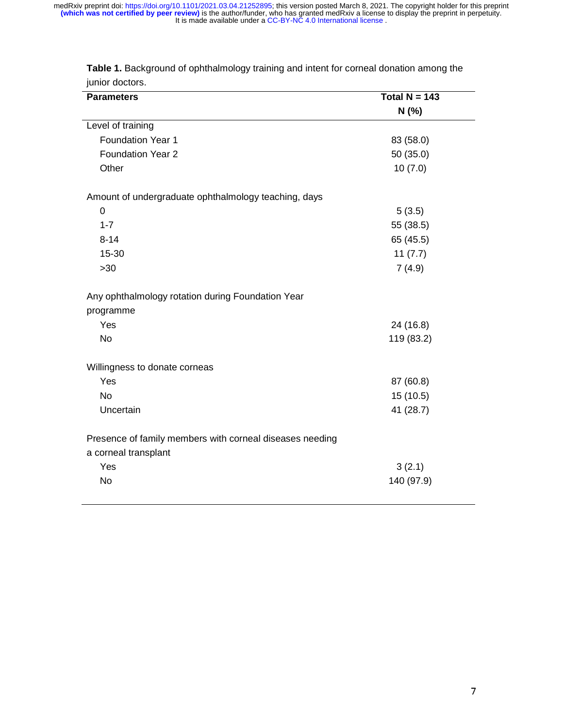**Table 1.** Background of ophthalmology training and intent for corneal donation among the junior doctors.

| Parameters | Total N = 143<br>N (%) |
|---|---|
| Level of training | |
| Foundation Year 1 | 83 (58.0) |
| Foundation Year 2 | 50 (35.0) |
| Other | 10 (7.0) |
| Amount of undergraduate ophthalmology teaching, days | |
| 0 | 5 (3.5) |
| 1-7 | 55 (38.5) |
| 8-14 | 65 (45.5) |
| 15-30 | 11 (7.7) |
| >30 | 7 (4.9) |
| Any ophthalmology rotation during Foundation Year programme | |
| Yes | 24 (16.8) |
| No | 119 (83.2) |
| Willingness to donate corneas | |
| Yes | 87 (60.8) |
| No | 15 (10.5) |
| Uncertain | 41 (28.7) |
| Presence of family members with corneal diseases needing a corneal transplant | |
| Yes | 3 (2.1) |
| No | 140 (97.9) |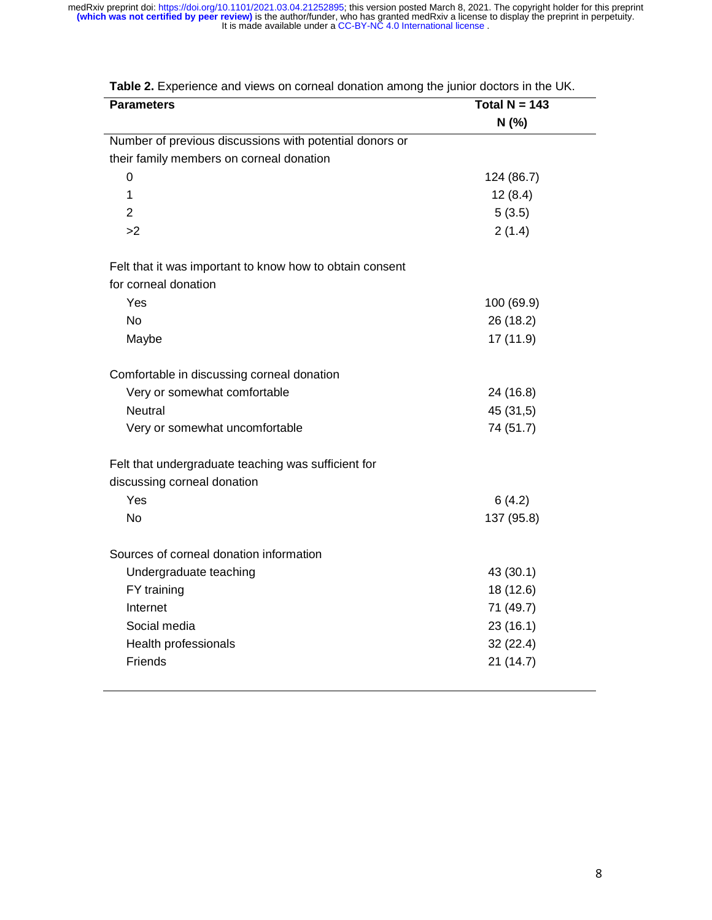**Table 2.** Experience and views on corneal donation among the junior doctors in the UK.

| Parameters | Total N = 143<br>N (%) |
|---|---|
| Number of previous discussions with potential donors or their family members on corneal donation | |
| 0 | 124 (86.7) |
| 1 | 12 (8.4) |
| 2 | 5 (3.5) |
| >2 | 2 (1.4) |
| Felt that it was important to know how to obtain consent for corneal donation | |
| Yes | 100 (69.9) |
| No | 26 (18.2) |
| Maybe | 17 (11.9) |
| Comfortable in discussing corneal donation | |
| Very or somewhat comfortable | 24 (16.8) |
| Neutral | 45 (31,5) |
| Very or somewhat uncomfortable | 74 (51.7) |
| Felt that undergraduate teaching was sufficient for discussing corneal donation | |
| Yes | 6 (4.2) |
| No | 137 (95.8) |
| Sources of corneal donation information | |
| Undergraduate teaching | 43 (30.1) |
| FY training | 18 (12.6) |
| Internet | 71 (49.7) |
| Social media | 23 (16.1) |
| Health professionals | 32 (22.4) |
| Friends | 21 (14.7) |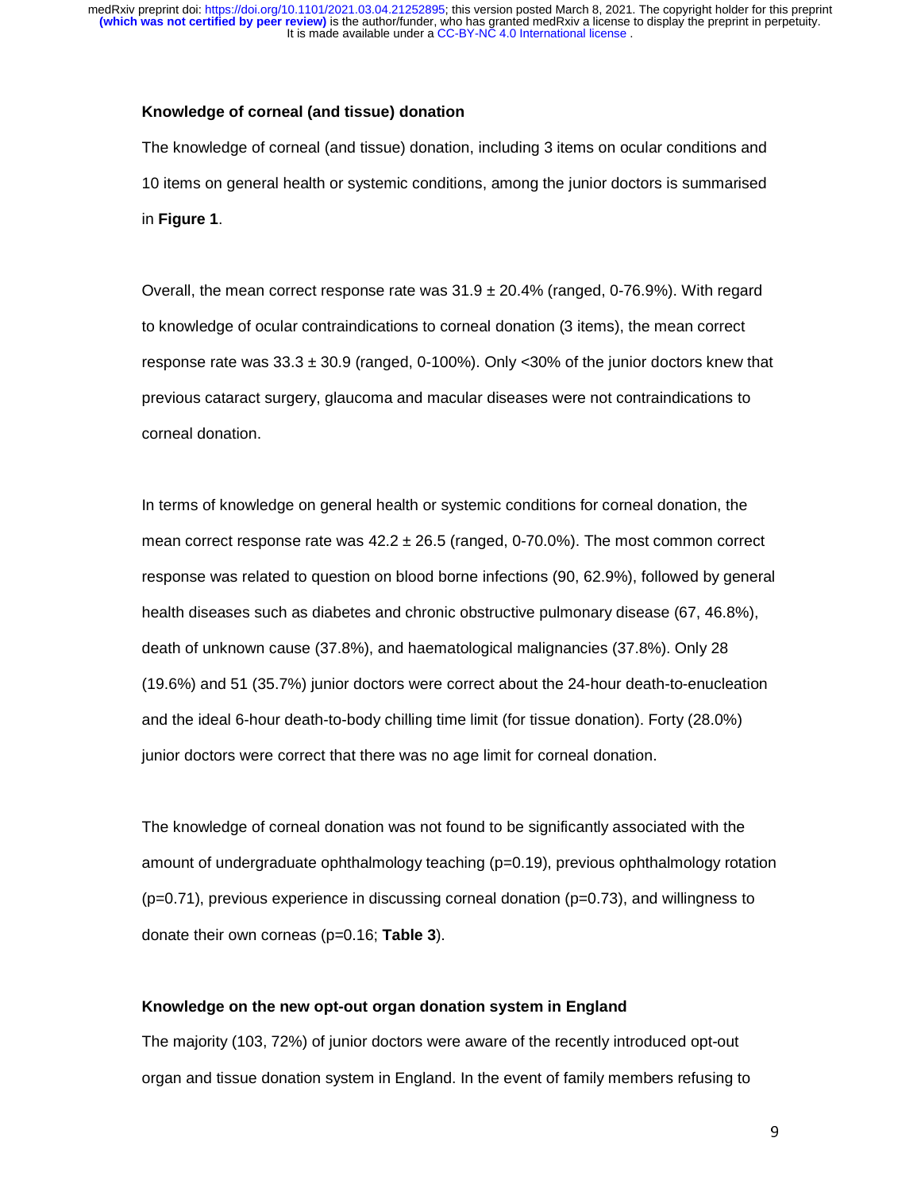### Knowledge of corneal (and tissue) donation

The knowledge of corneal (and tissue) donation, including 3 items on ocular conditions and 10 items on general health or systemic conditions, among the junior doctors is summarised in **Figure 1**.

Overall, the mean correct response rate was 31.9 ± 20.4% (ranged, 0-76.9%). With regard to knowledge of ocular contraindications to corneal donation (3 items), the mean correct response rate was 33.3 ± 30.9 (ranged, 0-100%). Only <30% of the junior doctors knew that previous cataract surgery, glaucoma and macular diseases were not contraindications to corneal donation.

In terms of knowledge on general health or systemic conditions for corneal donation, the mean correct response rate was 42.2 ± 26.5 (ranged, 0-70.0%). The most common correct response was related to question on blood borne infections (90, 62.9%), followed by general health diseases such as diabetes and chronic obstructive pulmonary disease (67, 46.8%), death of unknown cause (37.8%), and haematological malignancies (37.8%). Only 28 (19.6%) and 51 (35.7%) junior doctors were correct about the 24-hour death-to-enucleation and the ideal 6-hour death-to-body chilling time limit (for tissue donation). Forty (28.0%) junior doctors were correct that there was no age limit for corneal donation.

The knowledge of corneal donation was not found to be significantly associated with the amount of undergraduate ophthalmology teaching (p=0.19), previous ophthalmology rotation (p=0.71), previous experience in discussing corneal donation (p=0.73), and willingness to donate their own corneas (p=0.16; **Table 3**).

### Knowledge on the new opt-out organ donation system in England

The majority (103, 72%) of junior doctors were aware of the recently introduced opt-out organ and tissue donation system in England. In the event of family members refusing to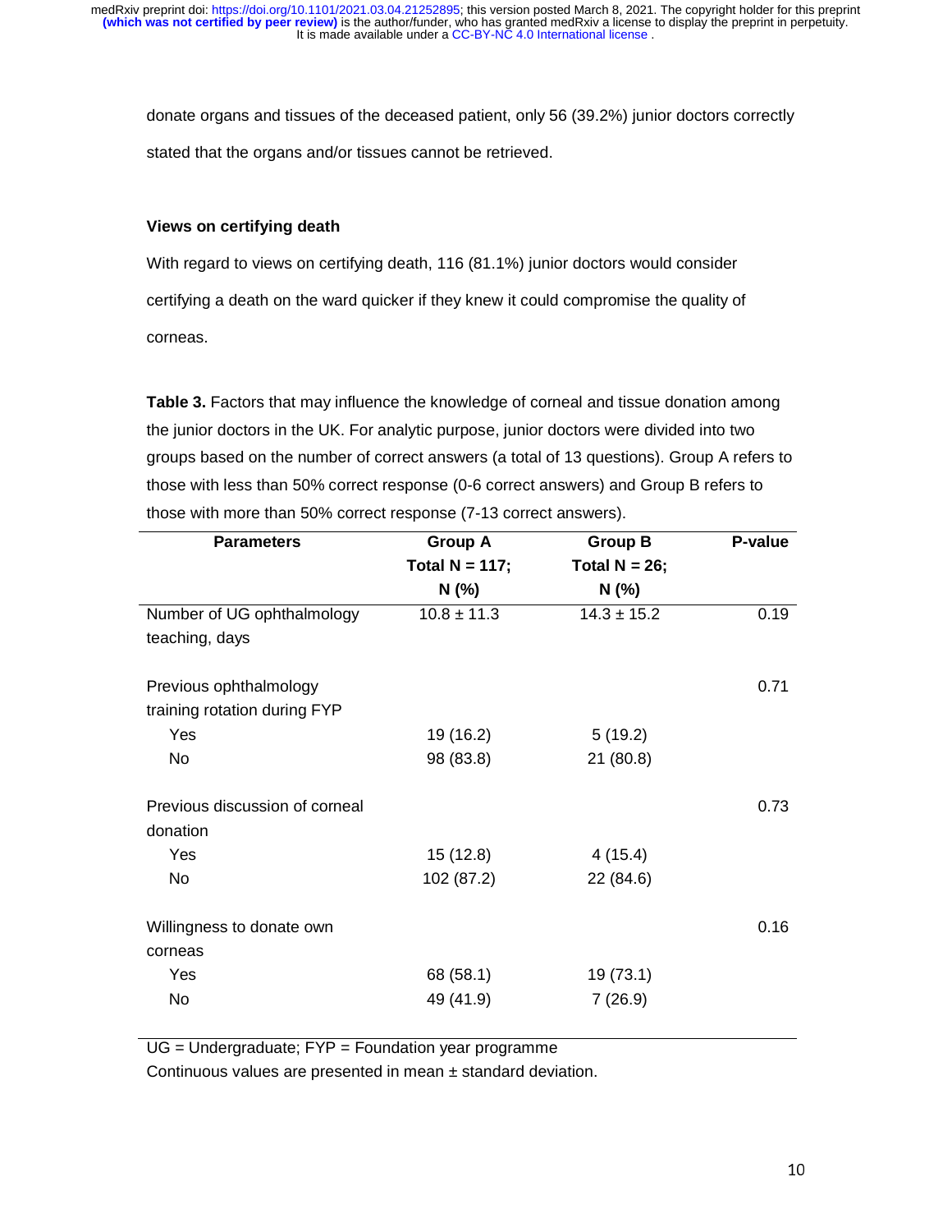donate organs and tissues of the deceased patient, only 56 (39.2%) junior doctors correctly stated that the organs and/or tissues cannot be retrieved.

### Views on certifying death

With regard to views on certifying death, 116 (81.1%) junior doctors would consider certifying a death on the ward quicker if they knew it could compromise the quality of corneas.

**Table 3.** Factors that may influence the knowledge of corneal and tissue donation among the junior doctors in the UK. For analytic purpose, junior doctors were divided into two groups based on the number of correct answers (a total of 13 questions). Group A refers to those with less than 50% correct response (0-6 correct answers) and Group B refers to those with more than 50% correct response (7-13 correct answers).

| Parameters | Group A Total N = 117; N (%) | Group B Total N = 26; N (%) | P-value |
|---|---|---|---|
| Number of UG ophthalmology teaching, days | 10.8 ± 11.3 | 14.3 ± 15.2 | 0.19 |
| Previous ophthalmology training rotation during FYP | | | 0.71 |
| Yes | 19 (16.2) | 5 (19.2) | |
| No | 98 (83.8) | 21 (80.8) | |
| Previous discussion of corneal donation | | | 0.73 |
| Yes | 15 (12.8) | 4 (15.4) | |
| No | 102 (87.2) | 22 (84.6) | |
| Willingness to donate own corneas | | | 0.16 |
| Yes | 68 (58.1) | 19 (73.1) | |
| No | 49 (41.9) | 7 (26.9) | |

UG = Undergraduate; FYP = Foundation year programme
Continuous values are presented in mean ± standard deviation.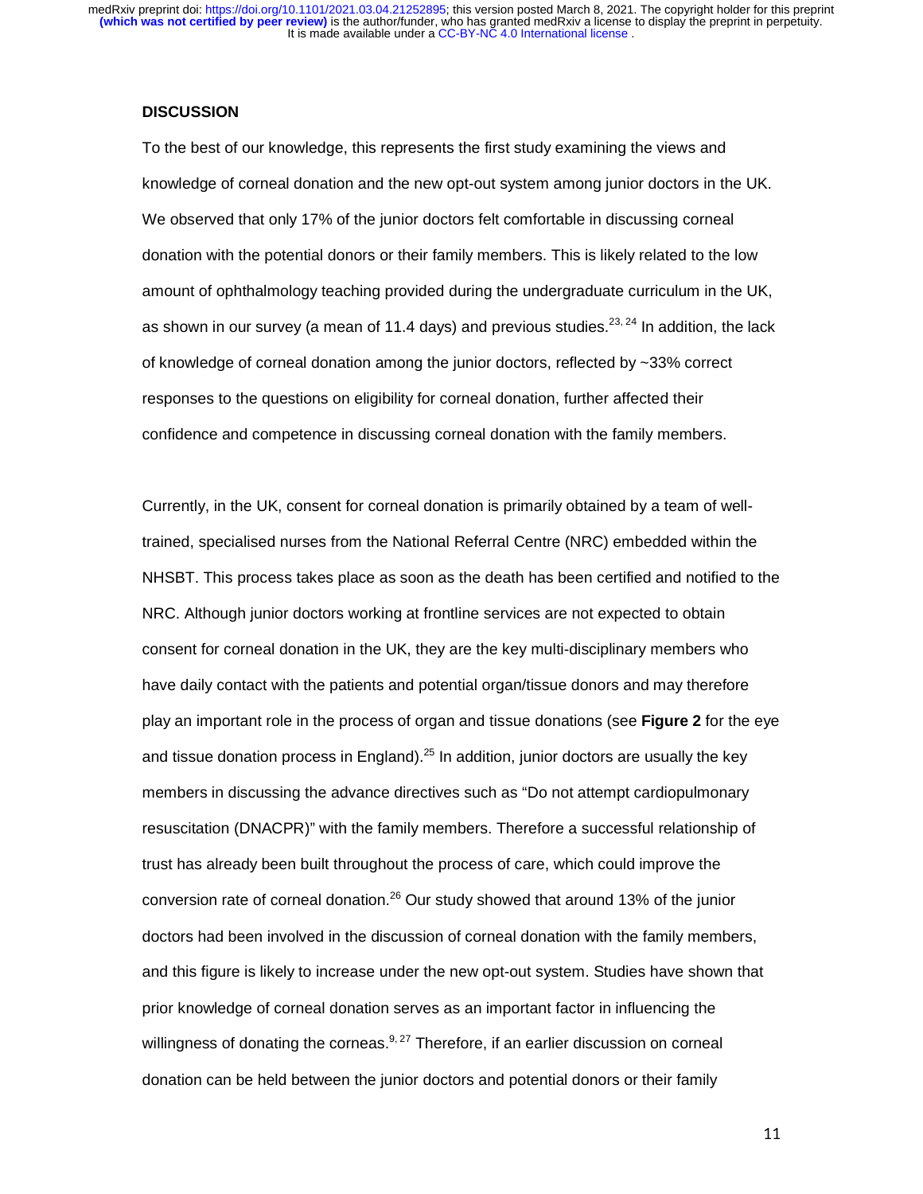## DISCUSSION

To the best of our knowledge, this represents the first study examining the views and knowledge of corneal donation and the new opt-out system among junior doctors in the UK. We observed that only 17% of the junior doctors felt comfortable in discussing corneal donation with the potential donors or their family members. This is likely related to the low amount of ophthalmology teaching provided during the undergraduate curriculum in the UK, as shown in our survey (a mean of 11.4 days) and previous studies.[23, 24] In addition, the lack of knowledge of corneal donation among the junior doctors, reflected by ~33% correct responses to the questions on eligibility for corneal donation, further affected their confidence and competence in discussing corneal donation with the family members.

Currently, in the UK, consent for corneal donation is primarily obtained by a team of well-trained, specialised nurses from the National Referral Centre (NRC) embedded within the NHSBT. This process takes place as soon as the death has been certified and notified to the NRC. Although junior doctors working at frontline services are not expected to obtain consent for corneal donation in the UK, they are the key multi-disciplinary members who have daily contact with the patients and potential organ/tissue donors and may therefore play an important role in the process of organ and tissue donations (see **Figure 2** for the eye and tissue donation process in England).[25] In addition, junior doctors are usually the key members in discussing the advance directives such as "Do not attempt cardiopulmonary resuscitation (DNACPR)" with the family members. Therefore a successful relationship of trust has already been built throughout the process of care, which could improve the conversion rate of corneal donation.[26] Our study showed that around 13% of the junior doctors had been involved in the discussion of corneal donation with the family members, and this figure is likely to increase under the new opt-out system. Studies have shown that prior knowledge of corneal donation serves as an important factor in influencing the willingness of donating the corneas.[9, 27] Therefore, if an earlier discussion on corneal donation can be held between the junior doctors and potential donors or their family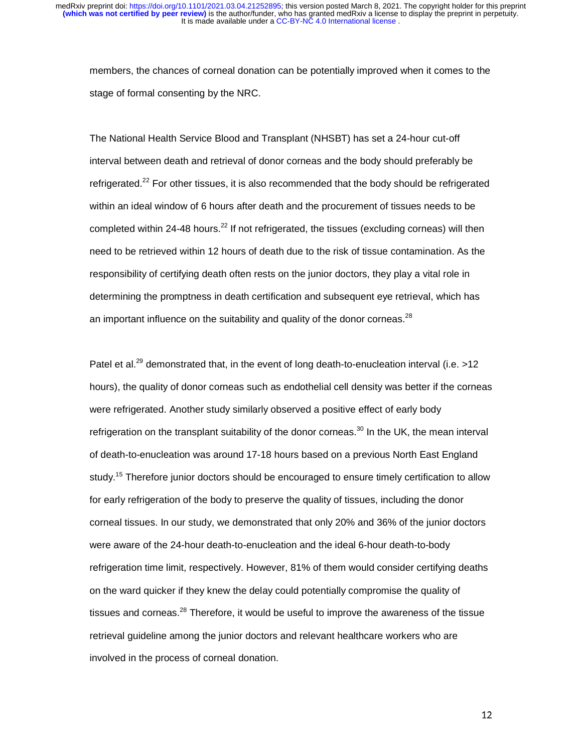members, the chances of corneal donation can be potentially improved when it comes to the stage of formal consenting by the NRC.

The National Health Service Blood and Transplant (NHSBT) has set a 24-hour cut-off interval between death and retrieval of donor corneas and the body should preferably be refrigerated.[22] For other tissues, it is also recommended that the body should be refrigerated within an ideal window of 6 hours after death and the procurement of tissues needs to be completed within 24-48 hours.[22] If not refrigerated, the tissues (excluding corneas) will then need to be retrieved within 12 hours of death due to the risk of tissue contamination. As the responsibility of certifying death often rests on the junior doctors, they play a vital role in determining the promptness in death certification and subsequent eye retrieval, which has an important influence on the suitability and quality of the donor corneas.[28]

Patel et al.[29] demonstrated that, in the event of long death-to-enucleation interval (i.e. >12 hours), the quality of donor corneas such as endothelial cell density was better if the corneas were refrigerated. Another study similarly observed a positive effect of early body refrigeration on the transplant suitability of the donor corneas.[30] In the UK, the mean interval of death-to-enucleation was around 17-18 hours based on a previous North East England study.[15] Therefore junior doctors should be encouraged to ensure timely certification to allow for early refrigeration of the body to preserve the quality of tissues, including the donor corneal tissues. In our study, we demonstrated that only 20% and 36% of the junior doctors were aware of the 24-hour death-to-enucleation and the ideal 6-hour death-to-body refrigeration time limit, respectively. However, 81% of them would consider certifying deaths on the ward quicker if they knew the delay could potentially compromise the quality of tissues and corneas.[28] Therefore, it would be useful to improve the awareness of the tissue retrieval guideline among the junior doctors and relevant healthcare workers who are involved in the process of corneal donation.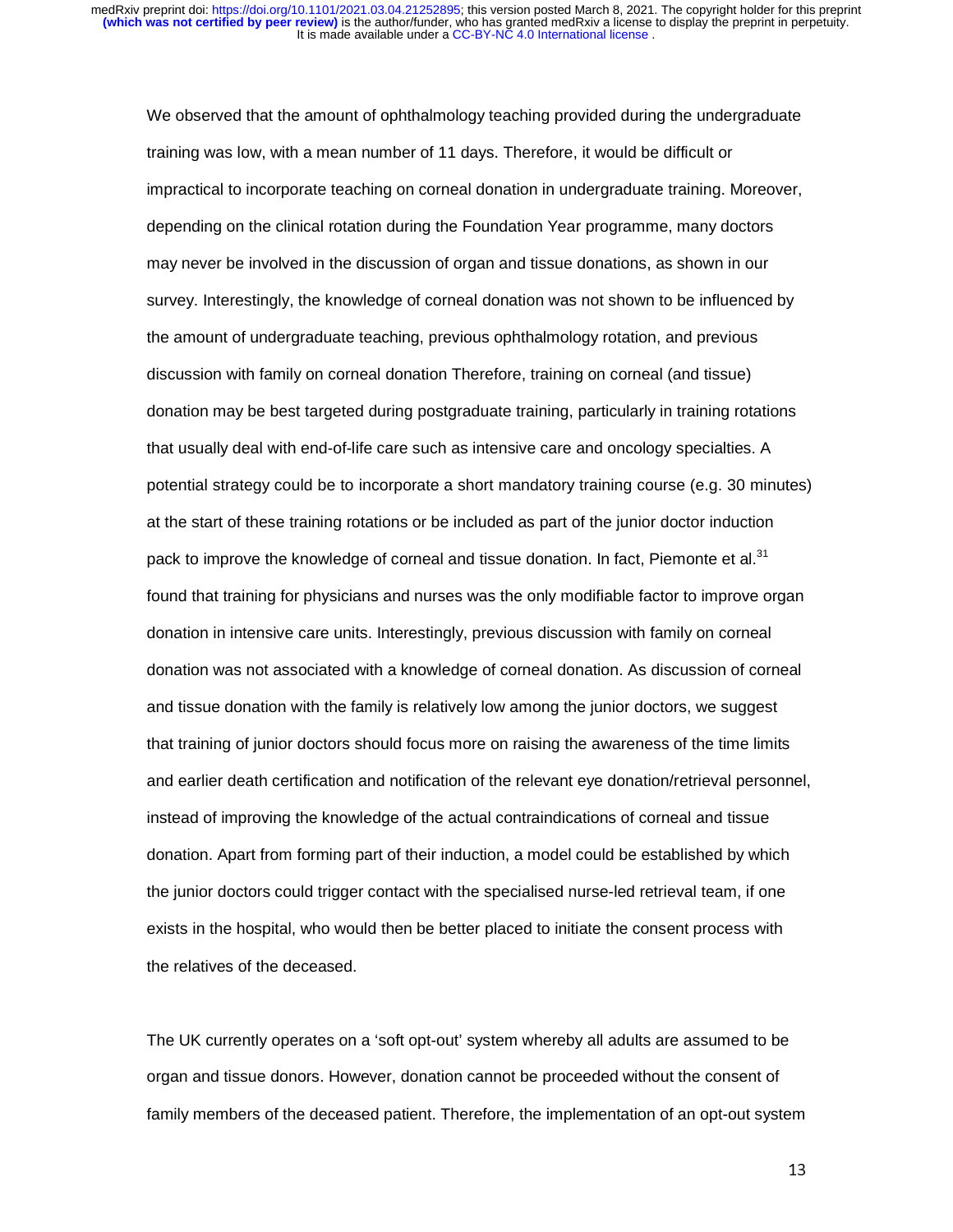We observed that the amount of ophthalmology teaching provided during the undergraduate training was low, with a mean number of 11 days. Therefore, it would be difficult or impractical to incorporate teaching on corneal donation in undergraduate training. Moreover, depending on the clinical rotation during the Foundation Year programme, many doctors may never be involved in the discussion of organ and tissue donations, as shown in our survey. Interestingly, the knowledge of corneal donation was not shown to be influenced by the amount of undergraduate teaching, previous ophthalmology rotation, and previous discussion with family on corneal donation Therefore, training on corneal (and tissue) donation may be best targeted during postgraduate training, particularly in training rotations that usually deal with end-of-life care such as intensive care and oncology specialties. A potential strategy could be to incorporate a short mandatory training course (e.g. 30 minutes) at the start of these training rotations or be included as part of the junior doctor induction pack to improve the knowledge of corneal and tissue donation. In fact, Piemonte et al.[31] found that training for physicians and nurses was the only modifiable factor to improve organ donation in intensive care units. Interestingly, previous discussion with family on corneal donation was not associated with a knowledge of corneal donation. As discussion of corneal and tissue donation with the family is relatively low among the junior doctors, we suggest that training of junior doctors should focus more on raising the awareness of the time limits and earlier death certification and notification of the relevant eye donation/retrieval personnel, instead of improving the knowledge of the actual contraindications of corneal and tissue donation. Apart from forming part of their induction, a model could be established by which the junior doctors could trigger contact with the specialised nurse-led retrieval team, if one exists in the hospital, who would then be better placed to initiate the consent process with the relatives of the deceased.

The UK currently operates on a 'soft opt-out' system whereby all adults are assumed to be organ and tissue donors. However, donation cannot be proceeded without the consent of family members of the deceased patient. Therefore, the implementation of an opt-out system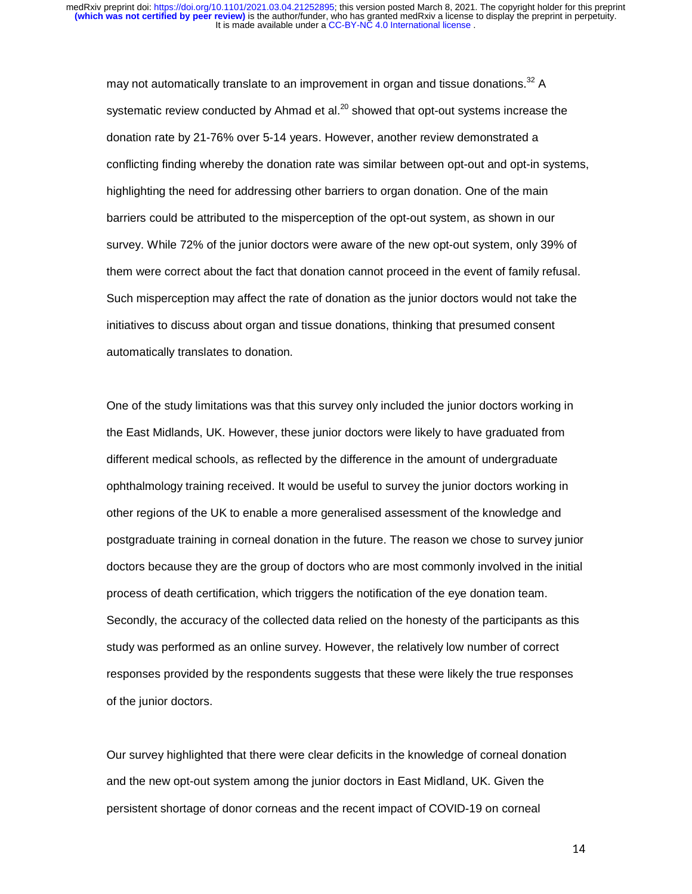may not automatically translate to an improvement in organ and tissue donations.[32] A systematic review conducted by Ahmad et al.[20] showed that opt-out systems increase the donation rate by 21-76% over 5-14 years. However, another review demonstrated a conflicting finding whereby the donation rate was similar between opt-out and opt-in systems, highlighting the need for addressing other barriers to organ donation. One of the main barriers could be attributed to the misperception of the opt-out system, as shown in our survey. While 72% of the junior doctors were aware of the new opt-out system, only 39% of them were correct about the fact that donation cannot proceed in the event of family refusal. Such misperception may affect the rate of donation as the junior doctors would not take the initiatives to discuss about organ and tissue donations, thinking that presumed consent automatically translates to donation.

One of the study limitations was that this survey only included the junior doctors working in the East Midlands, UK. However, these junior doctors were likely to have graduated from different medical schools, as reflected by the difference in the amount of undergraduate ophthalmology training received. It would be useful to survey the junior doctors working in other regions of the UK to enable a more generalised assessment of the knowledge and postgraduate training in corneal donation in the future. The reason we chose to survey junior doctors because they are the group of doctors who are most commonly involved in the initial process of death certification, which triggers the notification of the eye donation team. Secondly, the accuracy of the collected data relied on the honesty of the participants as this study was performed as an online survey. However, the relatively low number of correct responses provided by the respondents suggests that these were likely the true responses of the junior doctors.

Our survey highlighted that there were clear deficits in the knowledge of corneal donation and the new opt-out system among the junior doctors in East Midland, UK. Given the persistent shortage of donor corneas and the recent impact of COVID-19 on corneal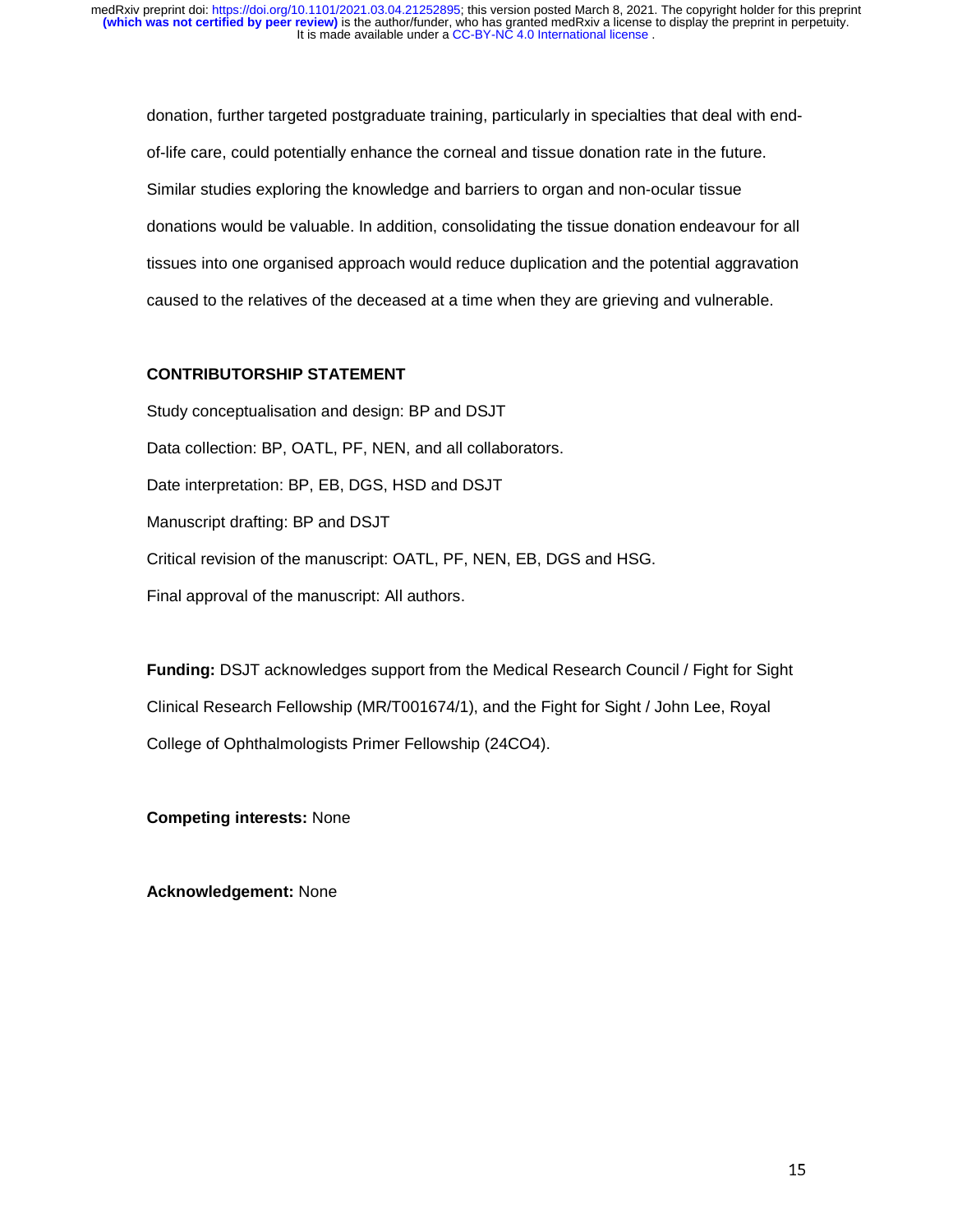donation, further targeted postgraduate training, particularly in specialties that deal with end-of-life care, could potentially enhance the corneal and tissue donation rate in the future. Similar studies exploring the knowledge and barriers to organ and non-ocular tissue donations would be valuable. In addition, consolidating the tissue donation endeavour for all tissues into one organised approach would reduce duplication and the potential aggravation caused to the relatives of the deceased at a time when they are grieving and vulnerable.

## CONTRIBUTORSHIP STATEMENT

Study conceptualisation and design: BP and DSJT

Data collection: BP, OATL, PF, NEN, and all collaborators.

Date interpretation: BP, EB, DGS, HSD and DSJT

Manuscript drafting: BP and DSJT

Critical revision of the manuscript: OATL, PF, NEN, EB, DGS and HSG.

Final approval of the manuscript: All authors.

**Funding:** DSJT acknowledges support from the Medical Research Council / Fight for Sight Clinical Research Fellowship (MR/T001674/1), and the Fight for Sight / John Lee, Royal College of Ophthalmologists Primer Fellowship (24CO4).

**Competing interests:** None

**Acknowledgement:** None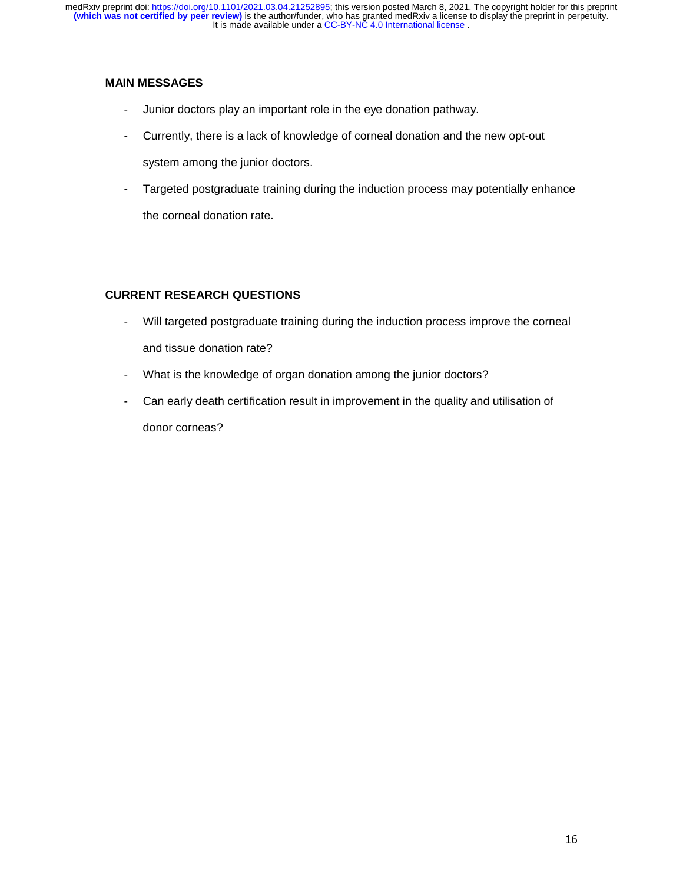## MAIN MESSAGES

- Junior doctors play an important role in the eye donation pathway.
- Currently, there is a lack of knowledge of corneal donation and the new opt-out system among the junior doctors.
- Targeted postgraduate training during the induction process may potentially enhance the corneal donation rate.

## CURRENT RESEARCH QUESTIONS

- Will targeted postgraduate training during the induction process improve the corneal and tissue donation rate?
- What is the knowledge of organ donation among the junior doctors?
- Can early death certification result in improvement in the quality and utilisation of donor corneas?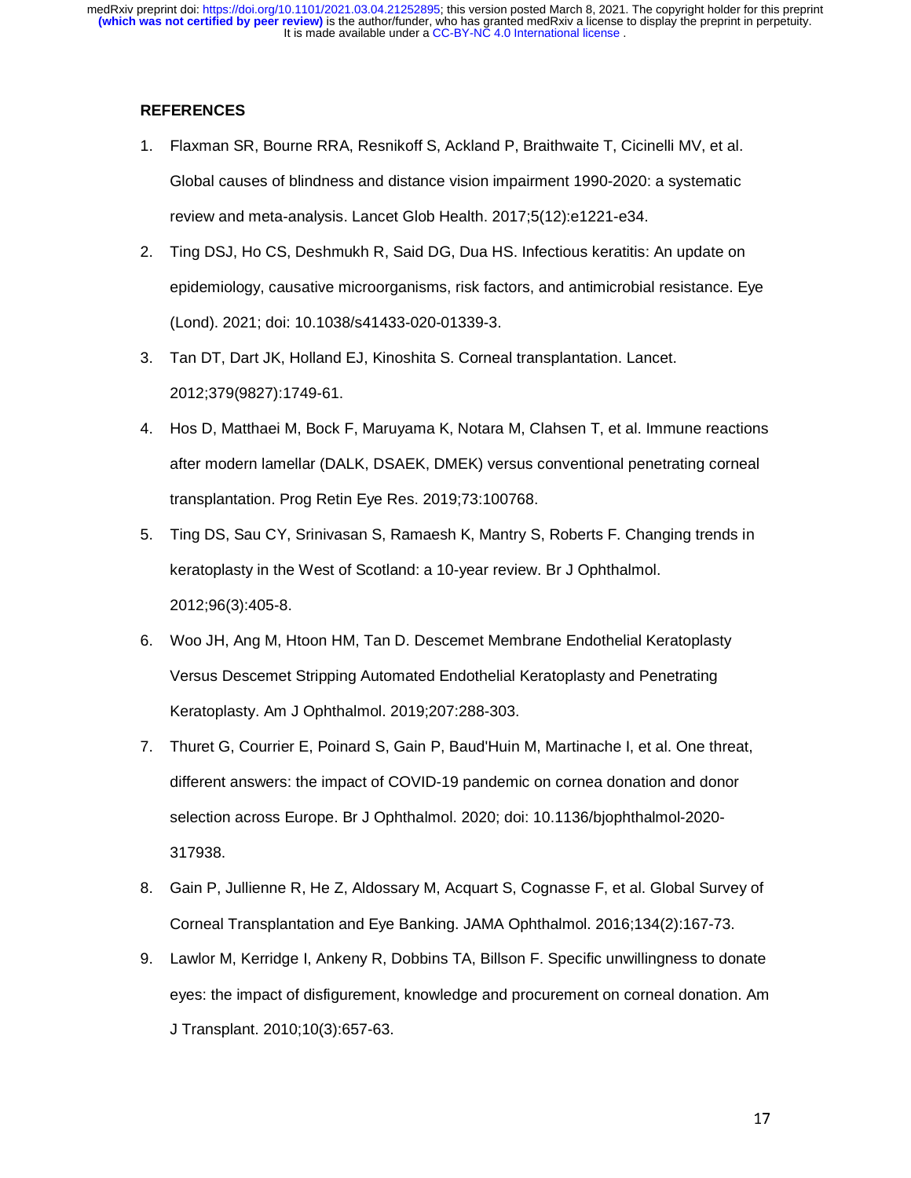**REFERENCES**

1. Flaxman SR, Bourne RRA, Resnikoff S, Ackland P, Braithwaite T, Cicinelli MV, et al. Global causes of blindness and distance vision impairment 1990-2020: a systematic review and meta-analysis. Lancet Glob Health. 2017;5(12):e1221-e34.
2. Ting DSJ, Ho CS, Deshmukh R, Said DG, Dua HS. Infectious keratitis: An update on epidemiology, causative microorganisms, risk factors, and antimicrobial resistance. Eye (Lond). 2021; doi: 10.1038/s41433-020-01339-3.
3. Tan DT, Dart JK, Holland EJ, Kinoshita S. Corneal transplantation. Lancet. 2012;379(9827):1749-61.
4. Hos D, Matthaei M, Bock F, Maruyama K, Notara M, Clahsen T, et al. Immune reactions after modern lamellar (DALK, DSAEK, DMEK) versus conventional penetrating corneal transplantation. Prog Retin Eye Res. 2019;73:100768.
5. Ting DS, Sau CY, Srinivasan S, Ramaesh K, Mantry S, Roberts F. Changing trends in keratoplasty in the West of Scotland: a 10-year review. Br J Ophthalmol. 2012;96(3):405-8.
6. Woo JH, Ang M, Htoon HM, Tan D. Descemet Membrane Endothelial Keratoplasty Versus Descemet Stripping Automated Endothelial Keratoplasty and Penetrating Keratoplasty. Am J Ophthalmol. 2019;207:288-303.
7. Thuret G, Courrier E, Poinard S, Gain P, Baud'Huin M, Martinache I, et al. One threat, different answers: the impact of COVID-19 pandemic on cornea donation and donor selection across Europe. Br J Ophthalmol. 2020; doi: 10.1136/bjophthalmol-2020-317938.
8. Gain P, Jullienne R, He Z, Aldossary M, Acquart S, Cognasse F, et al. Global Survey of Corneal Transplantation and Eye Banking. JAMA Ophthalmol. 2016;134(2):167-73.
9. Lawlor M, Kerridge I, Ankeny R, Dobbins TA, Billson F. Specific unwillingness to donate eyes: the impact of disfigurement, knowledge and procurement on corneal donation. Am J Transplant. 2010;10(3):657-63.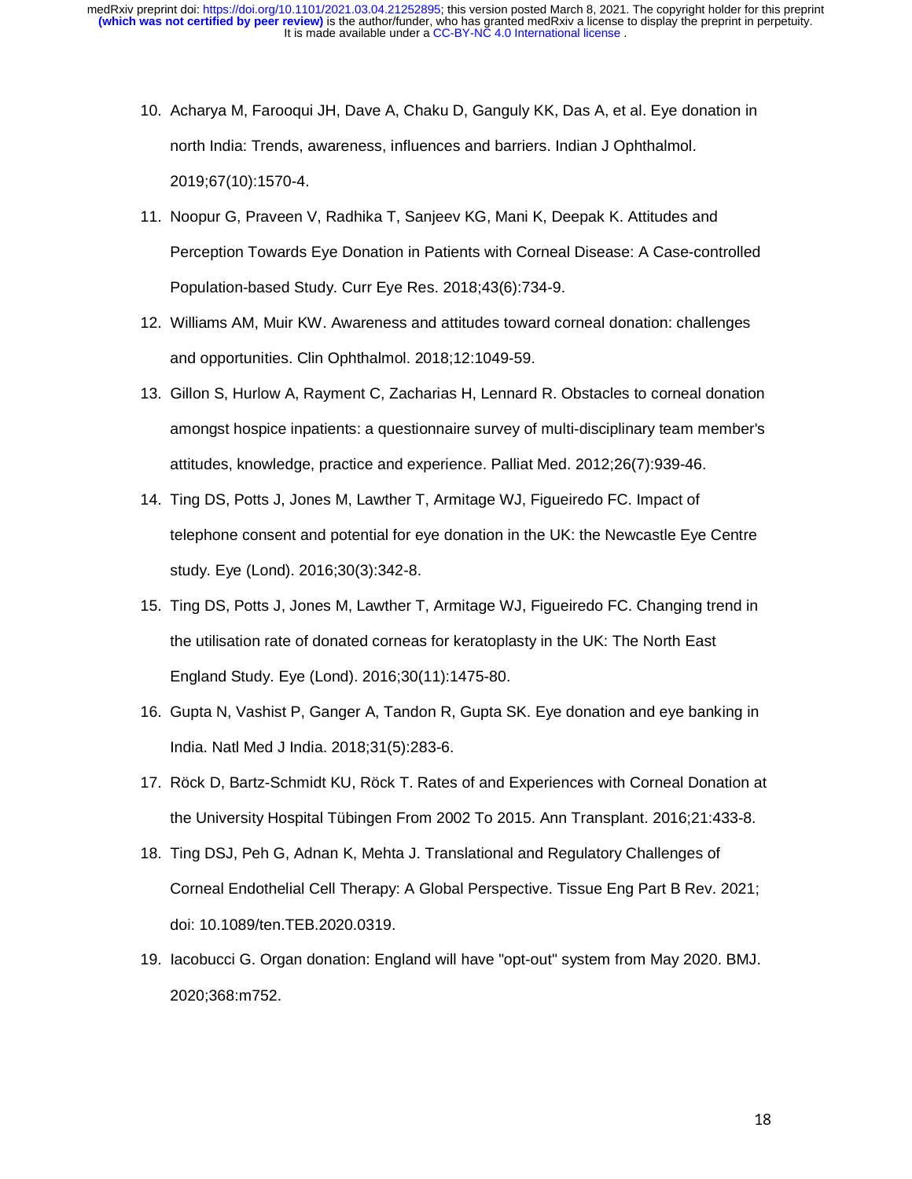10. Acharya M, Farooqui JH, Dave A, Chaku D, Ganguly KK, Das A, et al. Eye donation in north India: Trends, awareness, influences and barriers. Indian J Ophthalmol. 2019;67(10):1570-4.
11. Noopur G, Praveen V, Radhika T, Sanjeev KG, Mani K, Deepak K. Attitudes and Perception Towards Eye Donation in Patients with Corneal Disease: A Case-controlled Population-based Study. Curr Eye Res. 2018;43(6):734-9.
12. Williams AM, Muir KW. Awareness and attitudes toward corneal donation: challenges and opportunities. Clin Ophthalmol. 2018;12:1049-59.
13. Gillon S, Hurlow A, Rayment C, Zacharias H, Lennard R. Obstacles to corneal donation amongst hospice inpatients: a questionnaire survey of multi-disciplinary team member's attitudes, knowledge, practice and experience. Palliat Med. 2012;26(7):939-46.
14. Ting DS, Potts J, Jones M, Lawther T, Armitage WJ, Figueiredo FC. Impact of telephone consent and potential for eye donation in the UK: the Newcastle Eye Centre study. Eye (Lond). 2016;30(3):342-8.
15. Ting DS, Potts J, Jones M, Lawther T, Armitage WJ, Figueiredo FC. Changing trend in the utilisation rate of donated corneas for keratoplasty in the UK: The North East England Study. Eye (Lond). 2016;30(11):1475-80.
16. Gupta N, Vashist P, Ganger A, Tandon R, Gupta SK. Eye donation and eye banking in India. Natl Med J India. 2018;31(5):283-6.
17. Röck D, Bartz-Schmidt KU, Röck T. Rates of and Experiences with Corneal Donation at the University Hospital Tübingen From 2002 To 2015. Ann Transplant. 2016;21:433-8.
18. Ting DSJ, Peh G, Adnan K, Mehta J. Translational and Regulatory Challenges of Corneal Endothelial Cell Therapy: A Global Perspective. Tissue Eng Part B Rev. 2021; doi: 10.1089/ten.TEB.2020.0319.
19. Iacobucci G. Organ donation: England will have "opt-out" system from May 2020. BMJ. 2020;368:m752.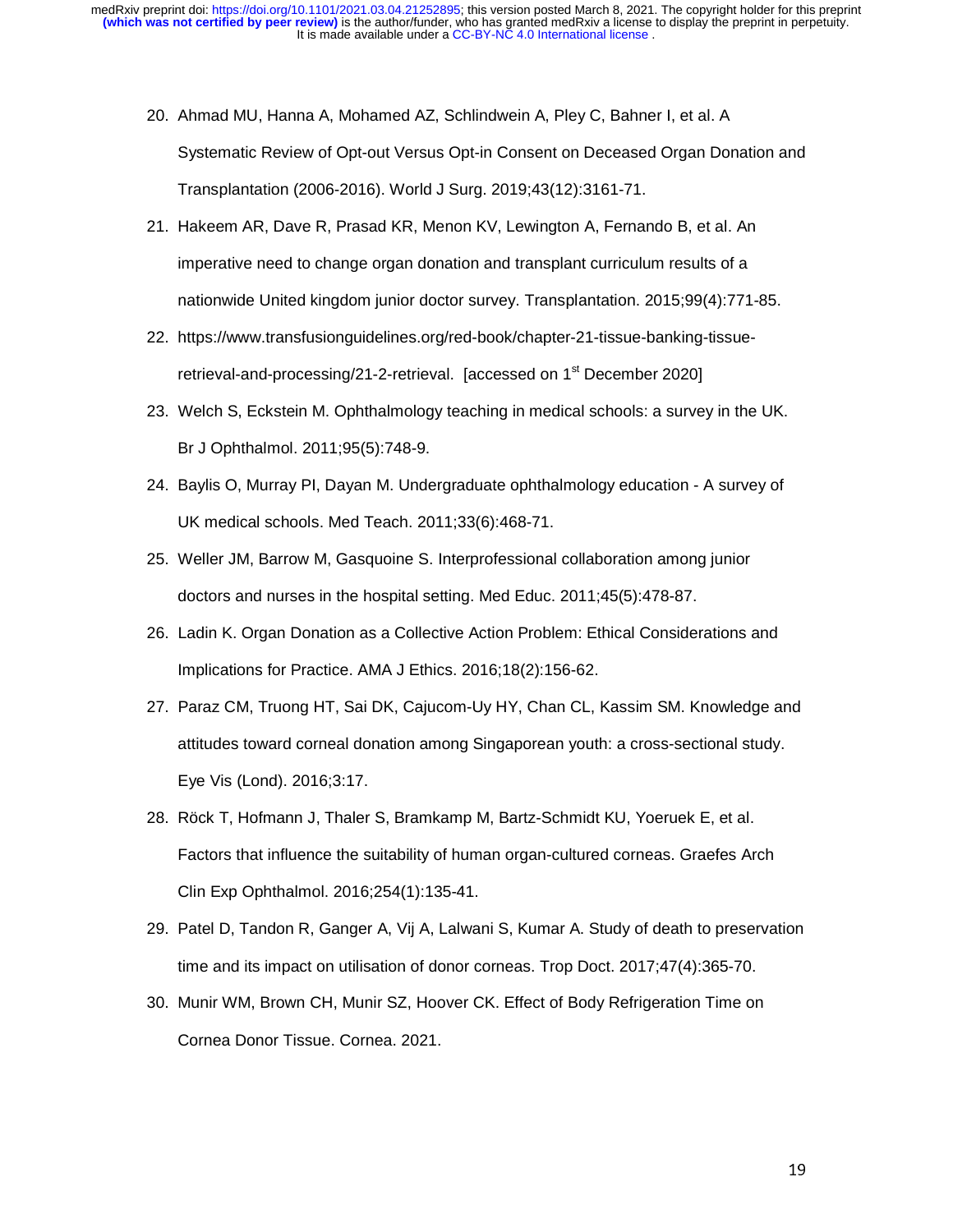20. Ahmad MU, Hanna A, Mohamed AZ, Schlindwein A, Pley C, Bahner I, et al. A Systematic Review of Opt-out Versus Opt-in Consent on Deceased Organ Donation and Transplantation (2006-2016). World J Surg. 2019;43(12):3161-71.
21. Hakeem AR, Dave R, Prasad KR, Menon KV, Lewington A, Fernando B, et al. An imperative need to change organ donation and transplant curriculum results of a nationwide United kingdom junior doctor survey. Transplantation. 2015;99(4):771-85.
22. https://www.transfusionguidelines.org/red-book/chapter-21-tissue-banking-tissue-retrieval-and-processing/21-2-retrieval. [accessed on 1st December 2020]
23. Welch S, Eckstein M. Ophthalmology teaching in medical schools: a survey in the UK. Br J Ophthalmol. 2011;95(5):748-9.
24. Baylis O, Murray PI, Dayan M. Undergraduate ophthalmology education - A survey of UK medical schools. Med Teach. 2011;33(6):468-71.
25. Weller JM, Barrow M, Gasquoine S. Interprofessional collaboration among junior doctors and nurses in the hospital setting. Med Educ. 2011;45(5):478-87.
26. Ladin K. Organ Donation as a Collective Action Problem: Ethical Considerations and Implications for Practice. AMA J Ethics. 2016;18(2):156-62.
27. Paraz CM, Truong HT, Sai DK, Cajucom-Uy HY, Chan CL, Kassim SM. Knowledge and attitudes toward corneal donation among Singaporean youth: a cross-sectional study. Eye Vis (Lond). 2016;3:17.
28. Röck T, Hofmann J, Thaler S, Bramkamp M, Bartz-Schmidt KU, Yoeruek E, et al. Factors that influence the suitability of human organ-cultured corneas. Graefes Arch Clin Exp Ophthalmol. 2016;254(1):135-41.
29. Patel D, Tandon R, Ganger A, Vij A, Lalwani S, Kumar A. Study of death to preservation time and its impact on utilisation of donor corneas. Trop Doct. 2017;47(4):365-70.
30. Munir WM, Brown CH, Munir SZ, Hoover CK. Effect of Body Refrigeration Time on Cornea Donor Tissue. Cornea. 2021.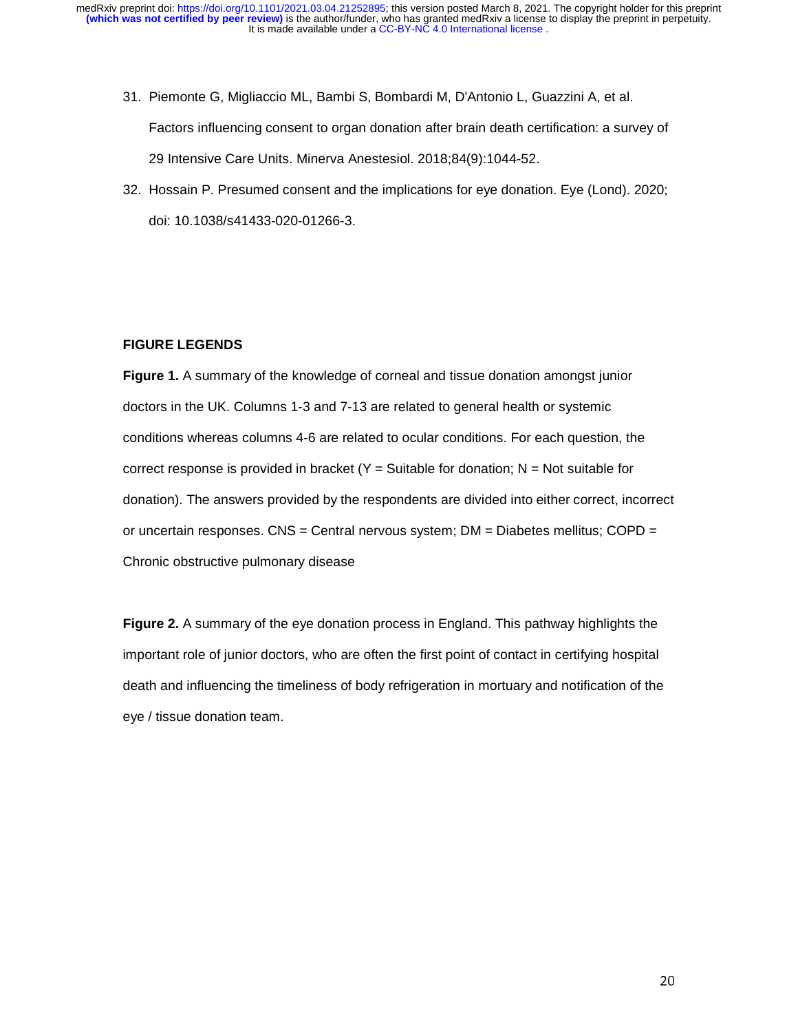31. Piemonte G, Migliaccio ML, Bambi S, Bombardi M, D'Antonio L, Guazzini A, et al. Factors influencing consent to organ donation after brain death certification: a survey of 29 Intensive Care Units. Minerva Anestesiol. 2018;84(9):1044-52.
32. Hossain P. Presumed consent and the implications for eye donation. Eye (Lond). 2020; doi: 10.1038/s41433-020-01266-3.

**FIGURE LEGENDS**

**Figure 1.** A summary of the knowledge of corneal and tissue donation amongst junior doctors in the UK. Columns 1-3 and 7-13 are related to general health or systemic conditions whereas columns 4-6 are related to ocular conditions. For each question, the correct response is provided in bracket (Y = Suitable for donation; N = Not suitable for donation). The answers provided by the respondents are divided into either correct, incorrect or uncertain responses. CNS = Central nervous system; DM = Diabetes mellitus; COPD = Chronic obstructive pulmonary disease

**Figure 2.** A summary of the eye donation process in England. This pathway highlights the important role of junior doctors, who are often the first point of contact in certifying hospital death and influencing the timeliness of body refrigeration in mortuary and notification of the eye / tissue donation team.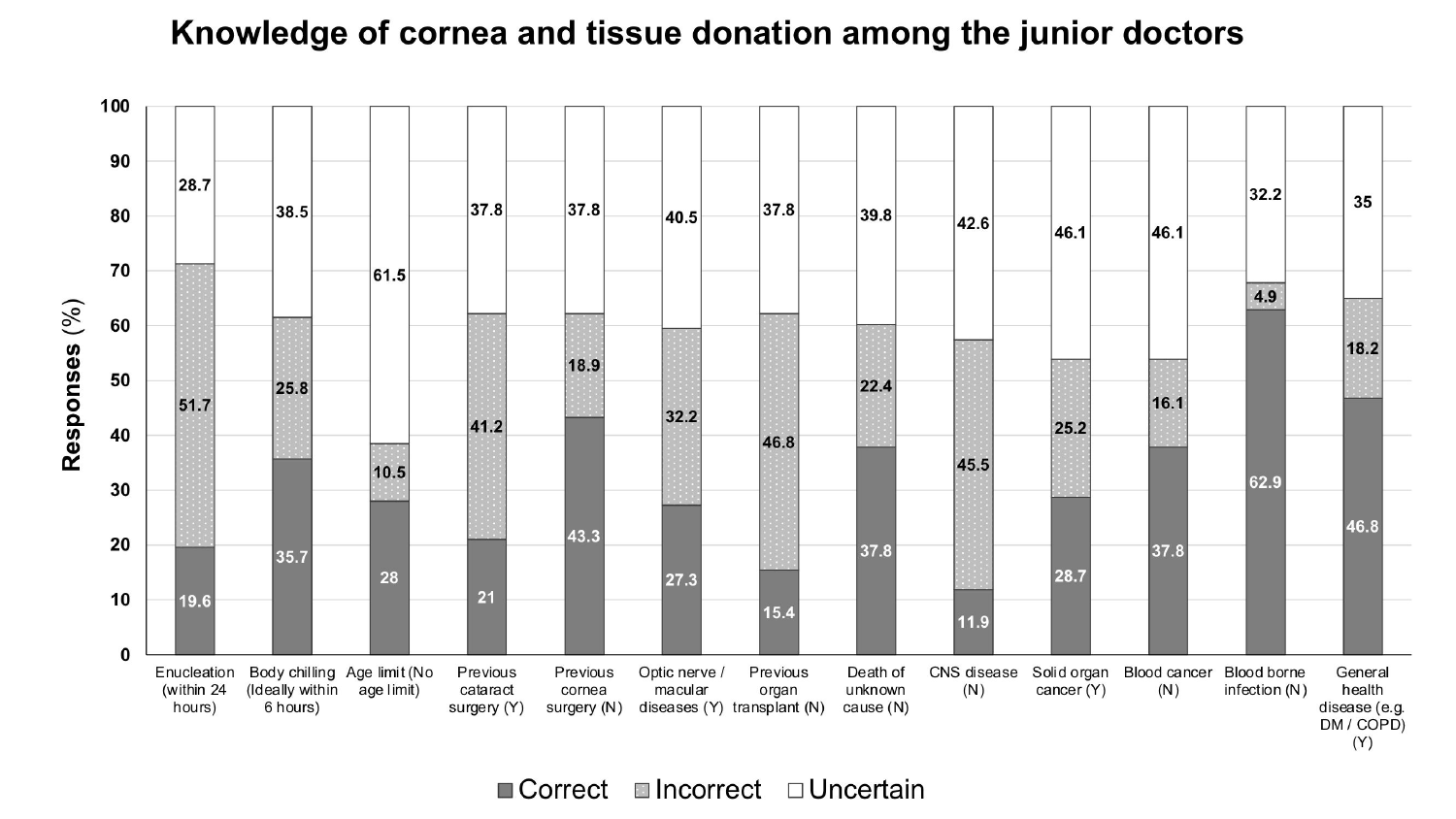# Knowledge of cornea and tissue donation among the junior doctors

| Item | Correct (%) | Incorrect (%) | Uncertain (%) |
|---|---|---|---|
| Enucleation (within 24 hours) | 19.6 | 51.7 | 28.7 |
| Body chilling (Ideally within 6 hours) | 35.7 | 25.8 | 38.5 |
| Age limit (No age limit) | 28 | 10.5 | 61.5 |
| Previous cataract surgery (Y) | 21 | 41.2 | 37.8 |
| Previous cornea surgery (N) | 43.3 | 18.9 | 37.8 |
| Optic nerve / macular diseases (Y) | 27.3 | 32.2 | 40.5 |
| Previous organ transplant (N) | 15.4 | 46.8 | 37.8 |
| Death of unknown cause (N) | 37.8 | 22.4 | 39.8 |
| CNS disease (N) | 11.9 | 45.5 | 42.6 |
| Solid organ cancer (Y) | 28.7 | 25.2 | 46.1 |
| Blood cancer (N) | 37.8 | 16.1 | 46.1 |
| Blood borne infection (N) | 62.9 | 4.9 | 32.2 |
| General health disease (e.g. DM / COPD) (Y) | 46.8 | 18.2 | 35 |

Responses (%)

■ Correct ▨ Incorrect □ Uncertain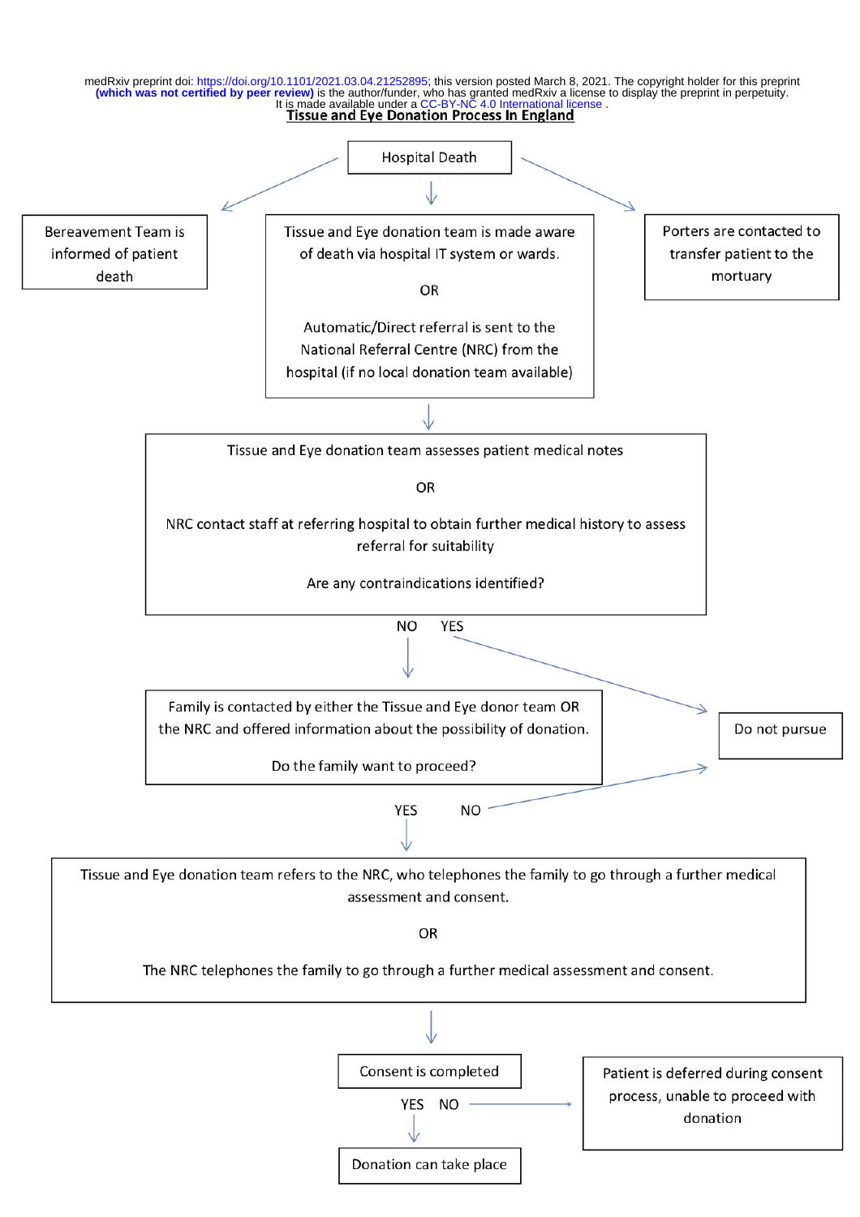**Tissue and Eye Donation Process In England**

Hospital Death

Bereavement Team is informed of patient death

Tissue and Eye donation team is made aware of death via hospital IT system or wards.

OR

Automatic/Direct referral is sent to the National Referral Centre (NRC) from the hospital (if no local donation team available)

Porters are contacted to transfer patient to the mortuary

Tissue and Eye donation team assesses patient medical notes

OR

NRC contact staff at referring hospital to obtain further medical history to assess referral for suitability

Are any contraindications identified?

NO YES

Family is contacted by either the Tissue and Eye donor team OR the NRC and offered information about the possibility of donation.

Do the family want to proceed?

Do not pursue

YES NO

Tissue and Eye donation team refers to the NRC, who telephones the family to go through a further medical assessment and consent.

OR

The NRC telephones the family to go through a further medical assessment and consent.

Consent is completed

YES NO

Patient is deferred during consent process, unable to proceed with donation

Donation can take place